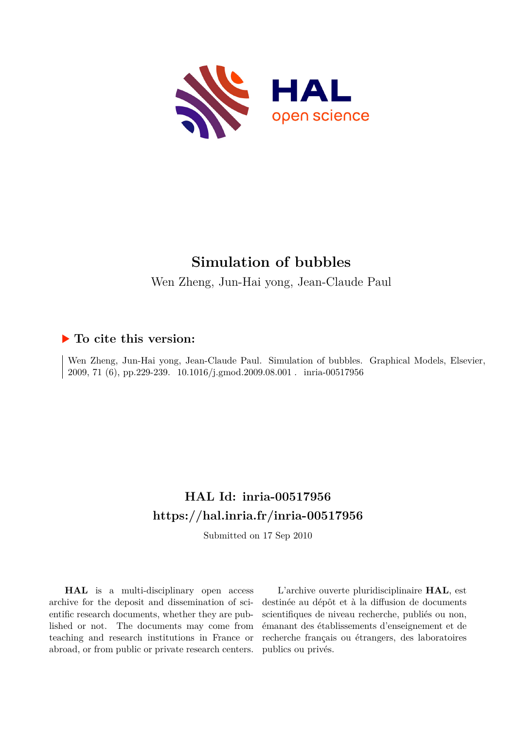# Simulation of bubbles

Wen Zheng, Jun-Hai yong, Jean-Claude Paul

## ▶ To cite this version:

Wen Zheng, Jun-Hai yong, Jean-Claude Paul. Simulation of bubbles. Graphical Models, Elsevier, 2009, 71 (6), pp.229-239. 10.1016/j.gmod.2009.08.001 . inria-00517956

## HAL Id: inria-00517956

## https://hal.inria.fr/inria-00517956

Submitted on 17 Sep 2010

**HAL** is a multi-disciplinary open access archive for the deposit and dissemination of scientific research documents, whether they are published or not. The documents may come from teaching and research institutions in France or abroad, or from public or private research centers.

L'archive ouverte pluridisciplinaire **HAL**, est destinée au dépôt et à la diffusion de documents scientifiques de niveau recherche, publiés ou non, émanant des établissements d'enseignement et de recherche français ou étrangers, des laboratoires publics ou privés.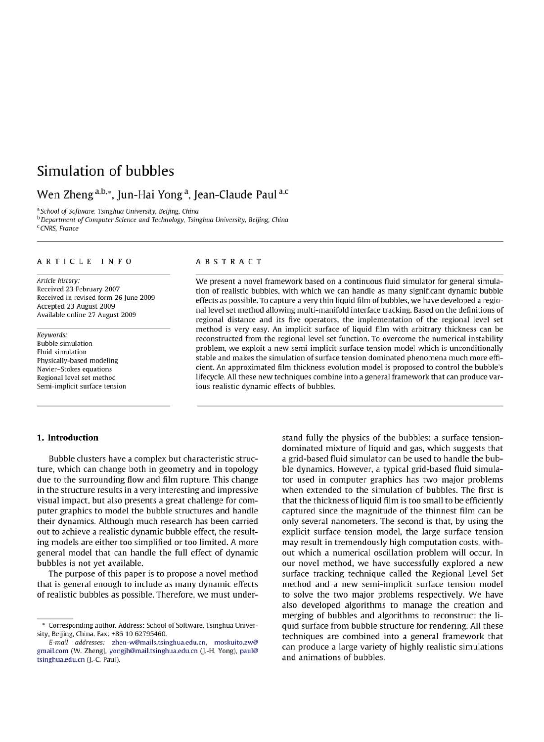// Simulation of bubbles

Wen Zheng [a,b,*], Jun-Hai Yong [a], Jean-Claude Paul [a,c]

[a] School of Software, Tsinghua University, Beijing, China
[b] Department of Computer Science and Technology, Tsinghua University, Beijing, China
[c] CNRS, France

**ARTICLE INFO**

*Article history:*
Received 23 February 2007
Received in revised form 26 June 2009
Accepted 23 August 2009
Available online 27 August 2009

*Keywords:*
Bubble simulation
Fluid simulation
Physically-based modeling
Navier–Stokes equations
Regional level set method
Semi-implicit surface tension

**ABSTRACT**

We present a novel framework based on a continuous fluid simulator for general simulation of realistic bubbles, with which we can handle as many significant dynamic bubble effects as possible. To capture a very thin liquid film of bubbles, we have developed a regional level set method allowing multi-manifold interface tracking. Based on the definitions of regional distance and its five operators, the implementation of the regional level set method is very easy. An implicit surface of liquid film with arbitrary thickness can be reconstructed from the regional level set function. To overcome the numerical instability problem, we exploit a new semi-implicit surface tension model which is unconditionally stable and makes the simulation of surface tension dominated phenomena much more efficient. An approximated film thickness evolution model is proposed to control the bubble's lifecycle. All these new techniques combine into a general framework that can produce various realistic dynamic effects of bubbles.

## 1. Introduction

Bubble clusters have a complex but characteristic structure, which can change both in geometry and in topology due to the surrounding flow and film rupture. This change in the structure results in a very interesting and impressive visual impact, but also presents a great challenge for computer graphics to model the bubble structures and handle their dynamics. Although much research has been carried out to achieve a realistic dynamic bubble effect, the resulting models are either too simplified or too limited. A more general model that can handle the full effect of dynamic bubbles is not yet available.

The purpose of this paper is to propose a novel method that is general enough to include as many dynamic effects of realistic bubbles as possible. Therefore, we must understand fully the physics of the bubbles: a surface tension-dominated mixture of liquid and gas, which suggests that a grid-based fluid simulator can be used to handle the bubble dynamics. However, a typical grid-based fluid simulator used in computer graphics has two major problems when extended to the simulation of bubbles. The first is that the thickness of liquid film is too small to be efficiently captured since the magnitude of the thinnest film can be only several nanometers. The second is that, by using the explicit surface tension model, the large surface tension may result in tremendously high computation costs, without which a numerical oscillation problem will occur. In our novel method, we have successfully explored a new surface tracking technique called the Regional Level Set method and a new semi-implicit surface tension model to solve the two major problems respectively. We have also developed algorithms to manage the creation and merging of bubbles and algorithms to reconstruct the liquid surface from bubble structure for rendering. All these techniques are combined into a general framework that can produce a large variety of highly realistic simulations and animations of bubbles.

\* Corresponding author. Address: School of Software, Tsinghua University, Beijing, China. Fax: +86 10 62795460.
*E-mail addresses:* zhen-w@mails.tsinghua.edu.cn, moskuito.zw@gmail.com (W. Zheng), yongjh@mail.tsinghua.edu.cn (J.-H. Yong), paul@tsinghua.edu.cn (J.-C. Paul).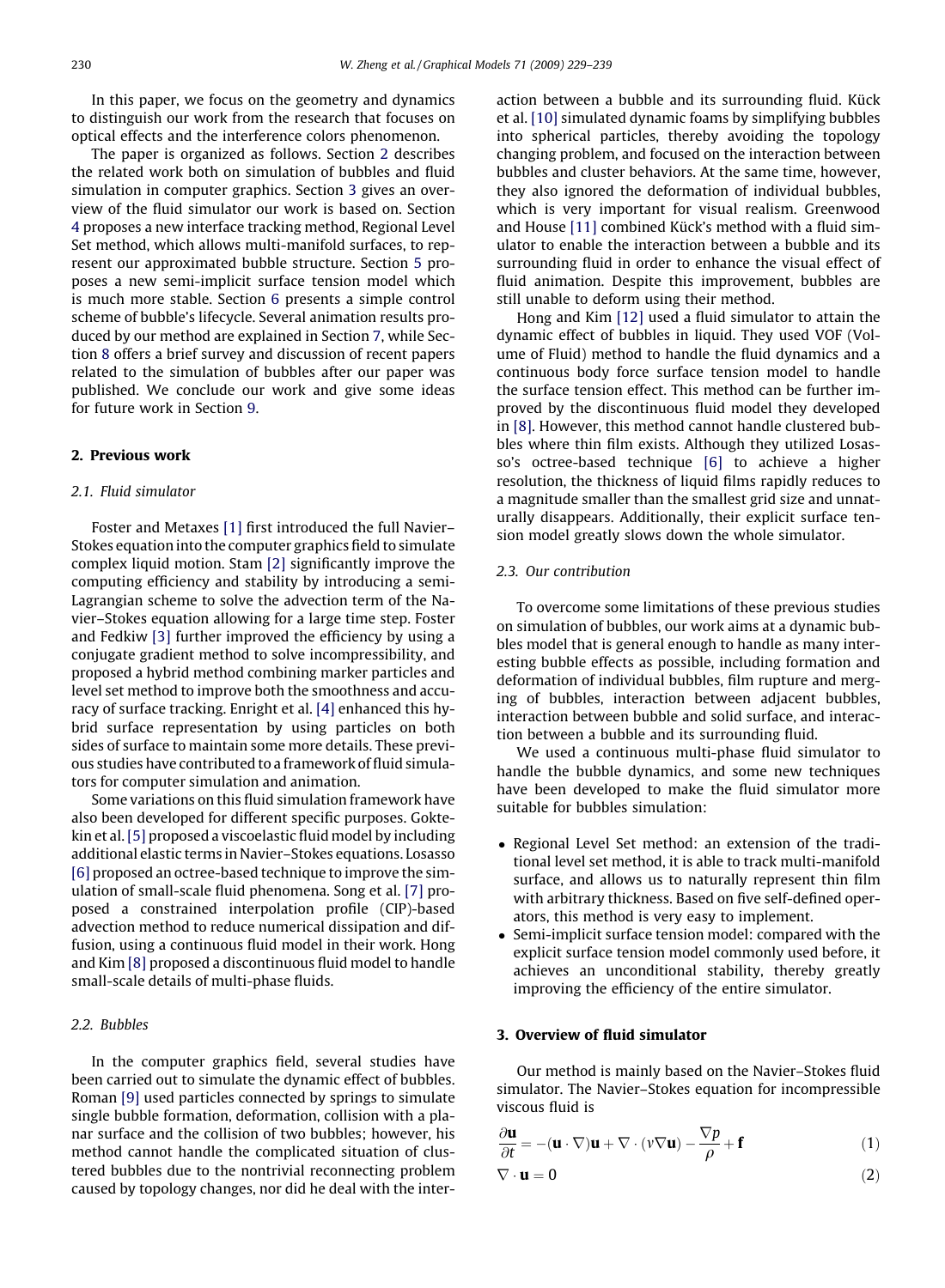In this paper, we focus on the geometry and dynamics to distinguish our work from the research that focuses on optical effects and the interference colors phenomenon.

The paper is organized as follows. Section 2 describes the related work both on simulation of bubbles and fluid simulation in computer graphics. Section 3 gives an overview of the fluid simulator our work is based on. Section 4 proposes a new interface tracking method, Regional Level Set method, which allows multi-manifold surfaces, to represent our approximated bubble structure. Section 5 proposes a new semi-implicit surface tension model which is much more stable. Section 6 presents a simple control scheme of bubble's lifecycle. Several animation results produced by our method are explained in Section 7, while Section 8 offers a brief survey and discussion of recent papers related to the simulation of bubbles after our paper was published. We conclude our work and give some ideas for future work in Section 9.

## 2. Previous work

### 2.1. Fluid simulator

Foster and Metaxes [1] first introduced the full Navier–Stokes equation into the computer graphics field to simulate complex liquid motion. Stam [2] significantly improve the computing efficiency and stability by introducing a semi-Lagrangian scheme to solve the advection term of the Navier–Stokes equation allowing for a large time step. Foster and Fedkiw [3] further improved the efficiency by using a conjugate gradient method to solve incompressibility, and proposed a hybrid method combining marker particles and level set method to improve both the smoothness and accuracy of surface tracking. Enright et al. [4] enhanced this hybrid surface representation by using particles on both sides of surface to maintain some more details. These previous studies have contributed to a framework of fluid simulators for computer simulation and animation.

Some variations on this fluid simulation framework have also been developed for different specific purposes. Goktekin et al. [5] proposed a viscoelastic fluid model by including additional elastic terms in Navier–Stokes equations. Losasso [6] proposed an octree-based technique to improve the simulation of small-scale fluid phenomena. Song et al. [7] proposed a constrained interpolation profile (CIP)-based advection method to reduce numerical dissipation and diffusion, using a continuous fluid model in their work. Hong and Kim [8] proposed a discontinuous fluid model to handle small-scale details of multi-phase fluids.

### 2.2. Bubbles

In the computer graphics field, several studies have been carried out to simulate the dynamic effect of bubbles. Roman [9] used particles connected by springs to simulate single bubble formation, deformation, collision with a planar surface and the collision of two bubbles; however, his method cannot handle the complicated situation of clustered bubbles due to the nontrivial reconnecting problem caused by topology changes, nor did he deal with the interaction between a bubble and its surrounding fluid. Kück et al. [10] simulated dynamic foams by simplifying bubbles into spherical particles, thereby avoiding the topology changing problem, and focused on the interaction between bubbles and cluster behaviors. At the same time, however, they also ignored the deformation of individual bubbles, which is very important for visual realism. Greenwood and House [11] combined Kück's method with a fluid simulator to enable the interaction between a bubble and its surrounding fluid in order to enhance the visual effect of fluid animation. Despite this improvement, bubbles are still unable to deform using their method.

Hong and Kim [12] used a fluid simulator to attain the dynamic effect of bubbles in liquid. They used VOF (Volume of Fluid) method to handle the fluid dynamics and a continuous body force surface tension model to handle the surface tension effect. This method can be further improved by the discontinuous fluid model they developed in [8]. However, this method cannot handle clustered bubbles where thin film exists. Although they utilized Losasso's octree-based technique [6] to achieve a higher resolution, the thickness of liquid films rapidly reduces to a magnitude smaller than the smallest grid size and unnaturally disappears. Additionally, their explicit surface tension model greatly slows down the whole simulator.

### 2.3. Our contribution

To overcome some limitations of these previous studies on simulation of bubbles, our work aims at a dynamic bubbles model that is general enough to handle as many interesting bubble effects as possible, including formation and deformation of individual bubbles, film rupture and merging of bubbles, interaction between adjacent bubbles, interaction between bubble and solid surface, and interaction between a bubble and its surrounding fluid.

We used a continuous multi-phase fluid simulator to handle the bubble dynamics, and some new techniques have been developed to make the fluid simulator more suitable for bubbles simulation:

- Regional Level Set method: an extension of the traditional level set method, it is able to track multi-manifold surface, and allows us to naturally represent thin film with arbitrary thickness. Based on five self-defined operators, this method is very easy to implement.
- Semi-implicit surface tension model: compared with the explicit surface tension model commonly used before, it achieves an unconditional stability, thereby greatly improving the efficiency of the entire simulator.

## 3. Overview of fluid simulator

Our method is mainly based on the Navier–Stokes fluid simulator. The Navier–Stokes equation for incompressible viscous fluid is

$$\frac{\partial \mathbf{u}}{\partial t} = -(\mathbf{u} \cdot \nabla)\mathbf{u} + \nabla \cdot (\nu \nabla \mathbf{u}) - \frac{\nabla p}{\rho} + \mathbf{f} \tag{1}$$

$$\nabla \cdot \mathbf{u} = 0 \tag{2}$$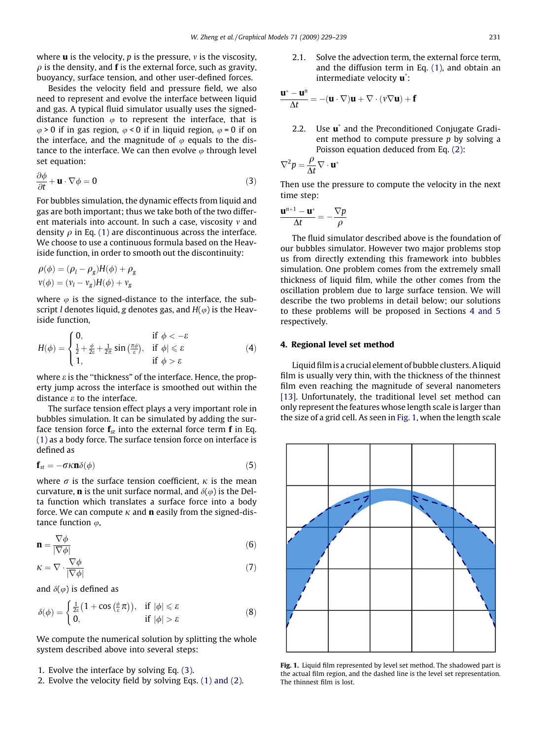where $\mathbf{u}$ is the velocity, $p$ is the pressure, $\nu$ is the viscosity, $\rho$ is the density, and $\mathbf{f}$ is the external force, such as gravity, buoyancy, surface tension, and other user-defined forces.

Besides the velocity field and pressure field, we also need to represent and evolve the interface between liquid and gas. A typical fluid simulator usually uses the signed-distance function $\varphi$ to represent the interface, that is $\varphi > 0$ if in gas region, $\varphi < 0$ if in liquid region, $\varphi = 0$ if on the interface, and the magnitude of $\varphi$ equals to the distance to the interface. We can then evolve $\varphi$ through level set equation:

$$\frac{\partial \phi}{\partial t} + \mathbf{u} \cdot \nabla \phi = 0 \tag{3}$$

For bubbles simulation, the dynamic effects from liquid and gas are both important; thus we take both of the two different materials into account. In such a case, viscosity $\nu$ and density $\rho$ in Eq. (1) are discontinuous across the interface. We choose to use a continuous formula based on the Heaviside function, in order to smooth out the discontinuity:

$$\rho(\phi) = (\rho_l - \rho_g)H(\phi) + \rho_g$$
$$\nu(\phi) = (\nu_l - \nu_g)H(\phi) + \nu_g$$

where $\varphi$ is the signed-distance to the interface, the subscript $l$ denotes liquid, $g$ denotes gas, and $H(\varphi)$ is the Heaviside function,

$$H(\phi) = \begin{cases} 0, & \text{if } \phi < -\varepsilon \\ \frac{1}{2} + \frac{\phi}{2\varepsilon} + \frac{1}{2\pi}\sin\left(\frac{\pi\phi}{\varepsilon}\right), & \text{if } \phi| \leqslant \varepsilon \\ 1, & \text{if } \phi > \varepsilon \end{cases} \tag{4}$$

where $\varepsilon$ is the "thickness" of the interface. Hence, the property jump across the interface is smoothed out within the distance $\varepsilon$ to the interface.

The surface tension effect plays a very important role in bubbles simulation. It can be simulated by adding the surface tension force $\mathbf{f}_{st}$ into the external force term $\mathbf{f}$ in Eq. (1) as a body force. The surface tension force on interface is defined as

$$\mathbf{f}_{st} = -\sigma\kappa\mathbf{n}\delta(\phi) \tag{5}$$

where $\sigma$ is the surface tension coefficient, $\kappa$ is the mean curvature, $\mathbf{n}$ is the unit surface normal, and $\delta(\varphi)$ is the Delta function which translates a surface force into a body force. We can compute $\kappa$ and $\mathbf{n}$ easily from the signed-distance function $\varphi$,

$$\mathbf{n} = \frac{\nabla\phi}{|\nabla\phi|} \tag{6}$$

$$\kappa = \nabla \cdot \frac{\nabla\phi}{|\nabla\phi|} \tag{7}$$

and $\delta(\varphi)$ is defined as

$$\delta(\phi) = \begin{cases} \frac{1}{2\varepsilon}\left(1 + \cos\left(\frac{\phi}{\varepsilon}\pi\right)\right), & \text{if } |\phi| \leqslant \varepsilon \\ 0, & \text{if } |\phi| > \varepsilon \end{cases} \tag{8}$$

We compute the numerical solution by splitting the whole system described above into several steps:

1. Evolve the interface by solving Eq. (3).
2. Evolve the velocity field by solving Eqs. (1) and (2).

   2.1. Solve the advection term, the external force term, and the diffusion term in Eq. (1), and obtain an intermediate velocity $\mathbf{u}^*$:

$$\frac{\mathbf{u}^* - \mathbf{u}^n}{\Delta t} = -(\mathbf{u} \cdot \nabla)\mathbf{u} + \nabla \cdot (\nu\nabla\mathbf{u}) + \mathbf{f}$$

   2.2. Use $\mathbf{u}^*$ and the Preconditioned Conjugate Gradient method to compute pressure $p$ by solving a Poisson equation deduced from Eq. (2):

$$\nabla^2 p = \frac{\rho}{\Delta t}\nabla \cdot \mathbf{u}^*$$

Then use the pressure to compute the velocity in the next time step:

$$\frac{\mathbf{u}^{n+1} - \mathbf{u}^*}{\Delta t} = -\frac{\nabla p}{\rho}$$

The fluid simulator described above is the foundation of our bubbles simulator. However two major problems stop us from directly extending this framework into bubbles simulation. One problem comes from the extremely small thickness of liquid film, while the other comes from the oscillation problem due to large surface tension. We will describe the two problems in detail below; our solutions to these problems will be proposed in Sections 4 and 5 respectively.

## 4. Regional level set method

Liquid film is a crucial element of bubble clusters. A liquid film is usually very thin, with the thickness of the thinnest film even reaching the magnitude of several nanometers [13]. Unfortunately, the traditional level set method can only represent the features whose length scale is larger than the size of a grid cell. As seen in Fig. 1, when the length scale

Fig. 1. Liquid film represented by level set method. The shadowed part is the actual film region, and the dashed line is the level set representation. The thinnest film is lost.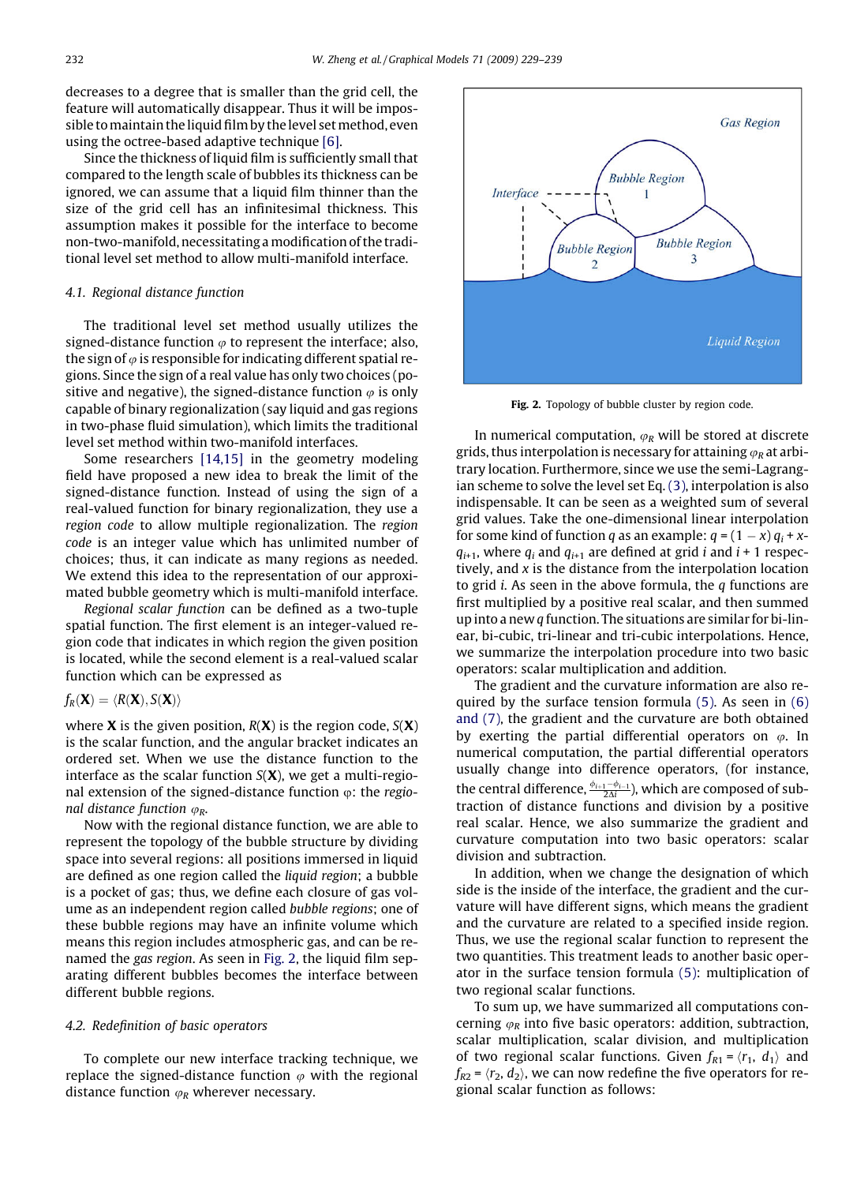decreases to a degree that is smaller than the grid cell, the feature will automatically disappear. Thus it will be impossible to maintain the liquid film by the level set method, even using the octree-based adaptive technique [6].

Since the thickness of liquid film is sufficiently small that compared to the length scale of bubbles its thickness can be ignored, we can assume that a liquid film thinner than the size of the grid cell has an infinitesimal thickness. This assumption makes it possible for the interface to become non-two-manifold, necessitating a modification of the traditional level set method to allow multi-manifold interface.

### 4.1. Regional distance function

The traditional level set method usually utilizes the signed-distance function $\varphi$ to represent the interface; also, the sign of $\varphi$ is responsible for indicating different spatial regions. Since the sign of a real value has only two choices (positive and negative), the signed-distance function $\varphi$ is only capable of binary regionalization (say liquid and gas regions in two-phase fluid simulation), which limits the traditional level set method within two-manifold interfaces.

Some researchers [14,15] in the geometry modeling field have proposed a new idea to break the limit of the signed-distance function. Instead of using the sign of a real-valued function for binary regionalization, they use a *region code* to allow multiple regionalization. The *region code* is an integer value which has unlimited number of choices; thus, it can indicate as many regions as needed. We extend this idea to the representation of our approximated bubble geometry which is multi-manifold interface.

*Regional scalar function* can be defined as a two-tuple spatial function. The first element is an integer-valued region code that indicates in which region the given position is located, while the second element is a real-valued scalar function which can be expressed as

$$f_R(\mathbf{X}) = \langle R(\mathbf{X}), S(\mathbf{X}) \rangle$$

where $\mathbf{X}$ is the given position, $R(\mathbf{X})$ is the region code, $S(\mathbf{X})$ is the scalar function, and the angular bracket indicates an ordered set. When we use the distance function to the interface as the scalar function $S(\mathbf{X})$, we get a multi-regional extension of the signed-distance function $\varphi$: the *regional distance function* $\varphi_R$.

Now with the regional distance function, we are able to represent the topology of the bubble structure by dividing space into several regions: all positions immersed in liquid are defined as one region called the *liquid region*; a bubble is a pocket of gas; thus, we define each closure of gas volume as an independent region called *bubble regions*; one of these bubble regions may have an infinite volume which means this region includes atmospheric gas, and can be renamed the *gas region*. As seen in Fig. 2, the liquid film separating different bubbles becomes the interface between different bubble regions.

### 4.2. Redefinition of basic operators

To complete our new interface tracking technique, we replace the signed-distance function $\varphi$ with the regional distance function $\varphi_R$ wherever necessary.

**Fig. 2.** Topology of bubble cluster by region code.

In numerical computation, $\varphi_R$ will be stored at discrete grids, thus interpolation is necessary for attaining $\varphi_R$ at arbitrary location. Furthermore, since we use the semi-Lagrangian scheme to solve the level set Eq. (3), interpolation is also indispensable. It can be seen as a weighted sum of several grid values. Take the one-dimensional linear interpolation for some kind of function $q$ as an example: $q = (1 - x)\, q_i + x q_{i+1}$, where $q_i$ and $q_{i+1}$ are defined at grid $i$ and $i + 1$ respectively, and $x$ is the distance from the interpolation location to grid $i$. As seen in the above formula, the $q$ functions are first multiplied by a positive real scalar, and then summed up into a new $q$ function. The situations are similar for bi-linear, bi-cubic, tri-linear and tri-cubic interpolations. Hence, we summarize the interpolation procedure into two basic operators: scalar multiplication and addition.

The gradient and the curvature information are also required by the surface tension formula (5). As seen in (6) and (7), the gradient and the curvature are both obtained by exerting the partial differential operators on $\varphi$. In numerical computation, the partial differential operators usually change into difference operators, (for instance, the central difference, $\frac{\phi_{i+1} - \phi_{i-1}}{2\Delta i}$), which are composed of subtraction of distance functions and division by a positive real scalar. Hence, we also summarize the gradient and curvature computation into two basic operators: scalar division and subtraction.

In addition, when we change the designation of which side is the inside of the interface, the gradient and the curvature will have different signs, which means the gradient and the curvature are related to a specified inside region. Thus, we use the regional scalar function to represent the two quantities. This treatment leads to another basic operator in the surface tension formula (5): multiplication of two regional scalar functions.

To sum up, we have summarized all computations concerning $\varphi_R$ into five basic operators: addition, subtraction, scalar multiplication, scalar division, and multiplication of two regional scalar functions. Given $f_{R1} = \langle r_1, d_1 \rangle$ and $f_{R2} = \langle r_2, d_2 \rangle$, we can now redefine the five operators for regional scalar function as follows: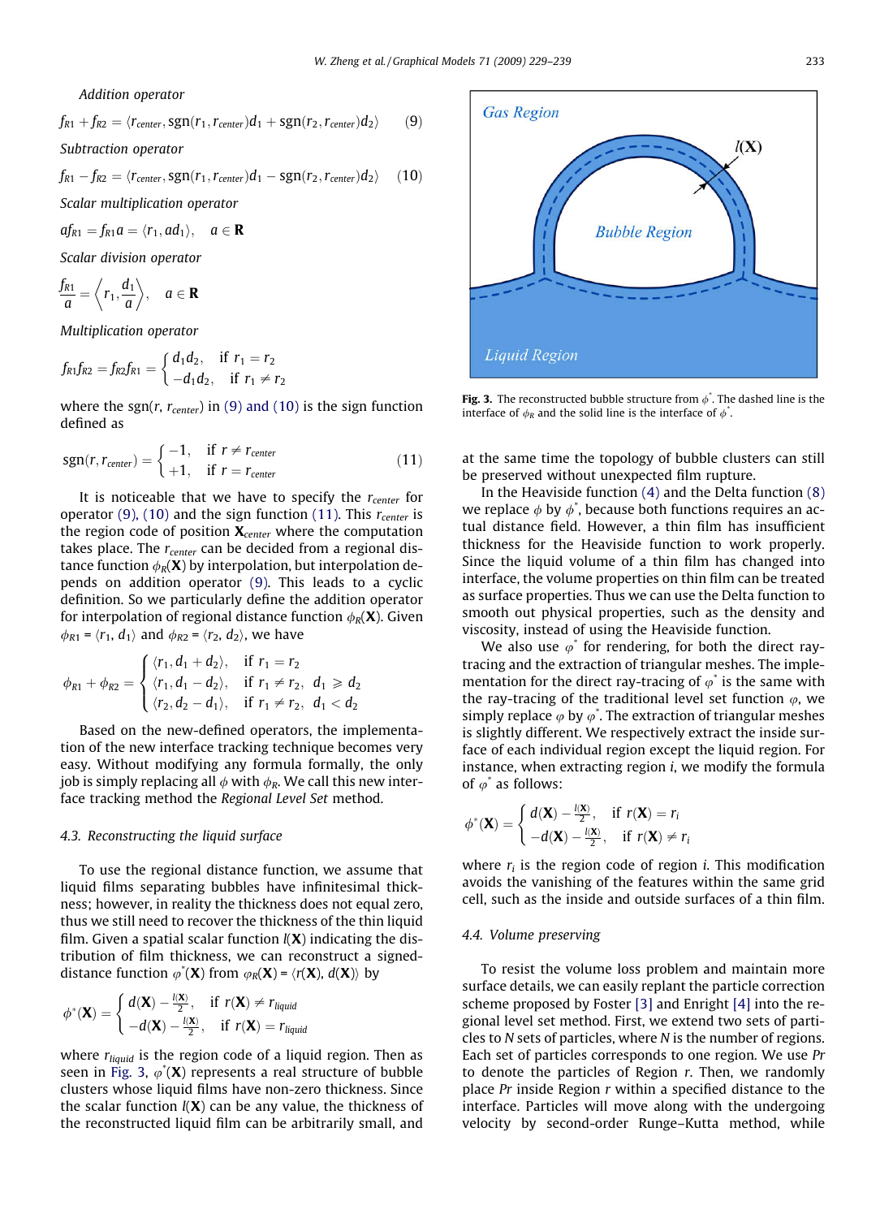*Addition operator*

$$f_{R1} + f_{R2} = \langle r_{center}, \text{sgn}(r_1, r_{center})d_1 + \text{sgn}(r_2, r_{center})d_2 \rangle \qquad (9)$$

*Subtraction operator*

$$f_{R1} - f_{R2} = \langle r_{center}, \text{sgn}(r_1, r_{center})d_1 - \text{sgn}(r_2, r_{center})d_2 \rangle \qquad (10)$$

*Scalar multiplication operator*

$$af_{R1} = f_{R1}a = \langle r_1, ad_1 \rangle, \quad a \in \mathbf{R}$$

*Scalar division operator*

$$\frac{f_{R1}}{a} = \left\langle r_1, \frac{d_1}{a} \right\rangle, \quad a \in \mathbf{R}$$

*Multiplication operator*

$$f_{R1}f_{R2} = f_{R2}f_{R1} = \begin{cases} d_1 d_2, & \text{if } r_1 = r_2 \\ -d_1 d_2, & \text{if } r_1 \neq r_2 \end{cases}$$

where the sgn($r$, $r_{center}$) in (9) and (10) is the sign function defined as

$$\text{sgn}(r, r_{center}) = \begin{cases} -1, & \text{if } r \neq r_{center} \\ +1, & \text{if } r = r_{center} \end{cases} \qquad (11)$$

It is noticeable that we have to specify the $r_{center}$ for operator (9), (10) and the sign function (11). This $r_{center}$ is the region code of position $\mathbf{X}_{center}$ where the computation takes place. The $r_{center}$ can be decided from a regional distance function $\phi_R(\mathbf{X})$ by interpolation, but interpolation depends on addition operator (9). This leads to a cyclic definition. So we particularly define the addition operator for interpolation of regional distance function $\phi_R(\mathbf{X})$. Given $\phi_{R1} = \langle r_1, d_1 \rangle$ and $\phi_{R2} = \langle r_2, d_2 \rangle$, we have

$$\phi_{R1} + \phi_{R2} = \begin{cases} \langle r_1, d_1 + d_2 \rangle, & \text{if } r_1 = r_2 \\ \langle r_1, d_1 - d_2 \rangle, & \text{if } r_1 \neq r_2, \ d_1 \geqslant d_2 \\ \langle r_2, d_2 - d_1 \rangle, & \text{if } r_1 \neq r_2, \ d_1 < d_2 \end{cases}$$

Based on the new-defined operators, the implementation of the new interface tracking technique becomes very easy. Without modifying any formula formally, the only job is simply replacing all $\phi$ with $\phi_R$. We call this new interface tracking method the *Regional Level Set* method.

### 4.3. Reconstructing the liquid surface

To use the regional distance function, we assume that liquid films separating bubbles have infinitesimal thickness; however, in reality the thickness does not equal zero, thus we still need to recover the thickness of the thin liquid film. Given a spatial scalar function $l(\mathbf{X})$ indicating the distribution of film thickness, we can reconstruct a signed-distance function $\varphi^*(\mathbf{X})$ from $\varphi_R(\mathbf{X}) = \langle r(\mathbf{X}), d(\mathbf{X}) \rangle$ by

$$\phi^*(\mathbf{X}) = \begin{cases} d(\mathbf{X}) - \frac{l(\mathbf{X})}{2}, & \text{if } r(\mathbf{X}) \neq r_{liquid} \\ -d(\mathbf{X}) - \frac{l(\mathbf{X})}{2}, & \text{if } r(\mathbf{X}) = r_{liquid} \end{cases}$$

where $r_{liquid}$ is the region code of a liquid region. Then as seen in Fig. 3, $\varphi^*(\mathbf{X})$ represents a real structure of bubble clusters whose liquid films have non-zero thickness. Since the scalar function $l(\mathbf{X})$ can be any value, the thickness of the reconstructed liquid film can be arbitrarily small, and at the same time the topology of bubble clusters can still be preserved without unexpected film rupture.

Fig. 3. The reconstructed bubble structure from $\phi^*$. The dashed line is the interface of $\phi_R$ and the solid line is the interface of $\phi^*$.

In the Heaviside function (4) and the Delta function (8) we replace $\phi$ by $\phi^*$, because both functions requires an actual distance field. However, a thin film has insufficient thickness for the Heaviside function to work properly. Since the liquid volume of a thin film has changed into interface, the volume properties on thin film can be treated as surface properties. Thus we can use the Delta function to smooth out physical properties, such as the density and viscosity, instead of using the Heaviside function.

We also use $\varphi^*$ for rendering, for both the direct ray-tracing and the extraction of triangular meshes. The implementation for the direct ray-tracing of $\varphi^*$ is the same with the ray-tracing of the traditional level set function $\varphi$, we simply replace $\varphi$ by $\varphi^*$. The extraction of triangular meshes is slightly different. We respectively extract the inside surface of each individual region except the liquid region. For instance, when extracting region $i$, we modify the formula of $\varphi^*$ as follows:

$$\phi^*(\mathbf{X}) = \begin{cases} d(\mathbf{X}) - \frac{l(\mathbf{X})}{2}, & \text{if } r(\mathbf{X}) = r_i \\ -d(\mathbf{X}) - \frac{l(\mathbf{X})}{2}, & \text{if } r(\mathbf{X}) \neq r_i \end{cases}$$

where $r_i$ is the region code of region $i$. This modification avoids the vanishing of the features within the same grid cell, such as the inside and outside surfaces of a thin film.

### 4.4. Volume preserving

To resist the volume loss problem and maintain more surface details, we can easily replant the particle correction scheme proposed by Foster [3] and Enright [4] into the regional level set method. First, we extend two sets of particles to $N$ sets of particles, where $N$ is the number of regions. Each set of particles corresponds to one region. We use $Pr$ to denote the particles of Region $r$. Then, we randomly place $Pr$ inside Region $r$ within a specified distance to the interface. Particles will move along with the undergoing velocity by second-order Runge–Kutta method, while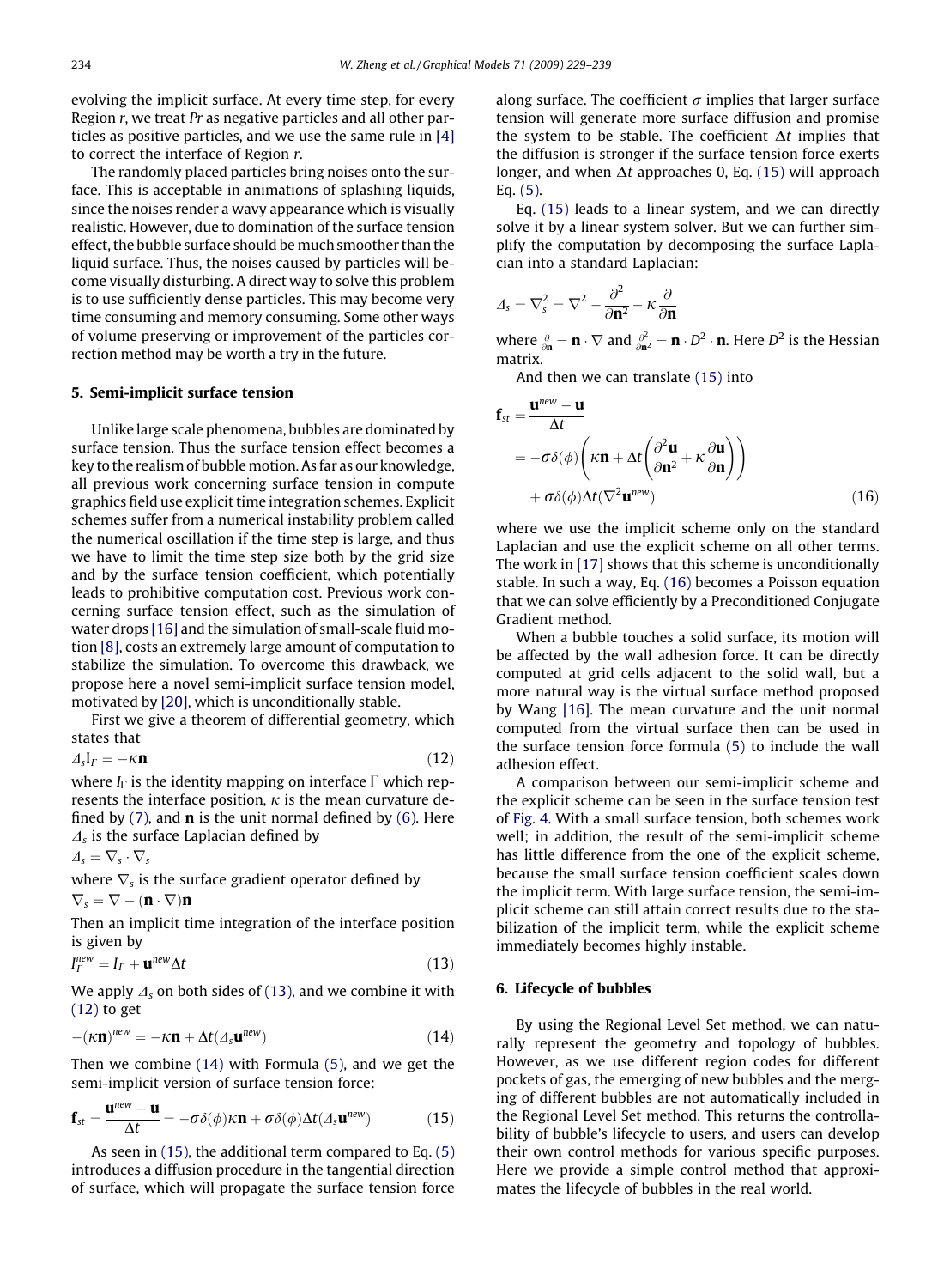evolving the implicit surface. At every time step, for every Region *r*, we treat *Pr* as negative particles and all other particles as positive particles, and we use the same rule in [4] to correct the interface of Region *r*.

The randomly placed particles bring noises onto the surface. This is acceptable in animations of splashing liquids, since the noises render a wavy appearance which is visually realistic. However, due to domination of the surface tension effect, the bubble surface should be much smoother than the liquid surface. Thus, the noises caused by particles will become visually disturbing. A direct way to solve this problem is to use sufficiently dense particles. This may become very time consuming and memory consuming. Some other ways of volume preserving or improvement of the particles correction method may be worth a try in the future.

## 5. Semi-implicit surface tension

Unlike large scale phenomena, bubbles are dominated by surface tension. Thus the surface tension effect becomes a key to the realism of bubble motion. As far as our knowledge, all previous work concerning surface tension in compute graphics field use explicit time integration schemes. Explicit schemes suffer from a numerical instability problem called the numerical oscillation if the time step is large, and thus we have to limit the time step size both by the grid size and by the surface tension coefficient, which potentially leads to prohibitive computation cost. Previous work concerning surface tension effect, such as the simulation of water drops [16] and the simulation of small-scale fluid motion [8], costs an extremely large amount of computation to stabilize the simulation. To overcome this drawback, we propose here a novel semi-implicit surface tension model, motivated by [20], which is unconditionally stable.

First we give a theorem of differential geometry, which states that

$$\Delta_s I_\Gamma = -\kappa \mathbf{n} \tag{12}$$

where $I_\Gamma$ is the identity mapping on interface $\Gamma$ which represents the interface position, $\kappa$ is the mean curvature defined by (7), and $\mathbf{n}$ is the unit normal defined by (6). Here $\Delta_s$ is the surface Laplacian defined by

$$\Delta_s = \nabla_s \cdot \nabla_s$$

where $\nabla_s$ is the surface gradient operator defined by

$$\nabla_s = \nabla - (\mathbf{n} \cdot \nabla)\mathbf{n}$$

Then an implicit time integration of the interface position is given by

$$I_\Gamma^{new} = I_\Gamma + \mathbf{u}^{new} \Delta t \tag{13}$$

We apply $\Delta_s$ on both sides of (13), and we combine it with (12) to get

$$-(\kappa \mathbf{n})^{new} = -\kappa \mathbf{n} + \Delta t (\Delta_s \mathbf{u}^{new}) \tag{14}$$

Then we combine (14) with Formula (5), and we get the semi-implicit version of surface tension force:

$$\mathbf{f}_{st} = \frac{\mathbf{u}^{new} - \mathbf{u}}{\Delta t} = -\sigma \delta(\phi) \kappa \mathbf{n} + \sigma \delta(\phi) \Delta t (\Delta_s \mathbf{u}^{new}) \tag{15}$$

As seen in (15), the additional term compared to Eq. (5) introduces a diffusion procedure in the tangential direction of surface, which will propagate the surface tension force along surface. The coefficient $\sigma$ implies that larger surface tension will generate more surface diffusion and promise the system to be stable. The coefficient $\Delta t$ implies that the diffusion is stronger if the surface tension force exerts longer, and when $\Delta t$ approaches 0, Eq. (15) will approach Eq. (5).

Eq. (15) leads to a linear system, and we can directly solve it by a linear system solver. But we can further simplify the computation by decomposing the surface Laplacian into a standard Laplacian:

$$\Delta_s = \nabla_s^2 = \nabla^2 - \frac{\partial^2}{\partial \mathbf{n}^2} - \kappa \frac{\partial}{\partial \mathbf{n}}$$

where $\frac{\partial}{\partial \mathbf{n}} = \mathbf{n} \cdot \nabla$ and $\frac{\partial^2}{\partial \mathbf{n}^2} = \mathbf{n} \cdot D^2 \cdot \mathbf{n}$. Here $D^2$ is the Hessian matrix.

And then we can translate (15) into

$$\begin{aligned}\mathbf{f}_{st} &= \frac{\mathbf{u}^{new} - \mathbf{u}}{\Delta t} \\ &= -\sigma \delta(\phi) \left( \kappa \mathbf{n} + \Delta t \left( \frac{\partial^2 \mathbf{u}}{\partial \mathbf{n}^2} + \kappa \frac{\partial \mathbf{u}}{\partial \mathbf{n}} \right) \right) \\ &\quad + \sigma \delta(\phi) \Delta t (\nabla^2 \mathbf{u}^{new}) \end{aligned} \tag{16}$$

where we use the implicit scheme only on the standard Laplacian and use the explicit scheme on all other terms. The work in [17] shows that this scheme is unconditionally stable. In such a way, Eq. (16) becomes a Poisson equation that we can solve efficiently by a Preconditioned Conjugate Gradient method.

When a bubble touches a solid surface, its motion will be affected by the wall adhesion force. It can be directly computed at grid cells adjacent to the solid wall, but a more natural way is the virtual surface method proposed by Wang [16]. The mean curvature and the unit normal computed from the virtual surface then can be used in the surface tension force formula (5) to include the wall adhesion effect.

A comparison between our semi-implicit scheme and the explicit scheme can be seen in the surface tension test of Fig. 4. With a small surface tension, both schemes work well; in addition, the result of the semi-implicit scheme has little difference from the one of the explicit scheme, because the small surface tension coefficient scales down the implicit term. With large surface tension, the semi-implicit scheme can still attain correct results due to the stabilization of the implicit term, while the explicit scheme immediately becomes highly instable.

## 6. Lifecycle of bubbles

By using the Regional Level Set method, we can naturally represent the geometry and topology of bubbles. However, as we use different region codes for different pockets of gas, the emerging of new bubbles and the merging of different bubbles are not automatically included in the Regional Level Set method. This returns the controllability of bubble's lifecycle to users, and users can develop their own control methods for various specific purposes. Here we provide a simple control method that approximates the lifecycle of bubbles in the real world.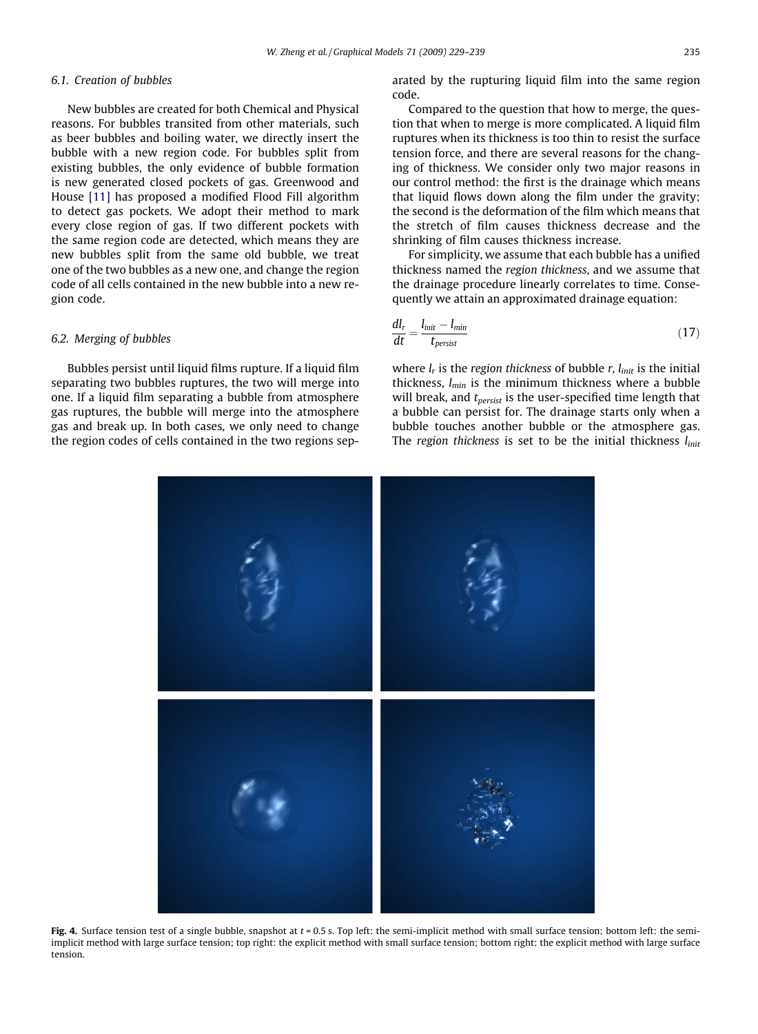### 6.1. Creation of bubbles

New bubbles are created for both Chemical and Physical reasons. For bubbles transited from other materials, such as beer bubbles and boiling water, we directly insert the bubble with a new region code. For bubbles split from existing bubbles, the only evidence of bubble formation is new generated closed pockets of gas. Greenwood and House [11] has proposed a modified Flood Fill algorithm to detect gas pockets. We adopt their method to mark every close region of gas. If two different pockets with the same region code are detected, which means they are new bubbles split from the same old bubble, we treat one of the two bubbles as a new one, and change the region code of all cells contained in the new bubble into a new region code.

### 6.2. Merging of bubbles

Bubbles persist until liquid films rupture. If a liquid film separating two bubbles ruptures, the two will merge into one. If a liquid film separating a bubble from atmosphere gas ruptures, the bubble will merge into the atmosphere gas and break up. In both cases, we only need to change the region codes of cells contained in the two regions separated by the rupturing liquid film into the same region code.

Compared to the question that how to merge, the question that when to merge is more complicated. A liquid film ruptures when its thickness is too thin to resist the surface tension force, and there are several reasons for the changing of thickness. We consider only two major reasons in our control method: the first is the drainage which means that liquid flows down along the film under the gravity; the second is the deformation of the film which means that the stretch of film causes thickness decrease and the shrinking of film causes thickness increase.

For simplicity, we assume that each bubble has a unified thickness named the *region thickness*, and we assume that the drainage procedure linearly correlates to time. Consequently we attain an approximated drainage equation:

$$\frac{dl_r}{dt} = \frac{l_{init} - l_{min}}{t_{persist}} \tag{17}$$

where $l_r$ is the *region thickness* of bubble $r$, $l_{init}$ is the initial thickness, $l_{min}$ is the minimum thickness where a bubble will break, and $t_{persist}$ is the user-specified time length that a bubble can persist for. The drainage starts only when a bubble touches another bubble or the atmosphere gas. The *region thickness* is set to be the initial thickness $l_{init}$

**Fig. 4.** Surface tension test of a single bubble, snapshot at $t = 0.5$ s. Top left: the semi-implicit method with small surface tension; bottom left: the semi-implicit method with large surface tension; top right: the explicit method with small surface tension; bottom right: the explicit method with large surface tension.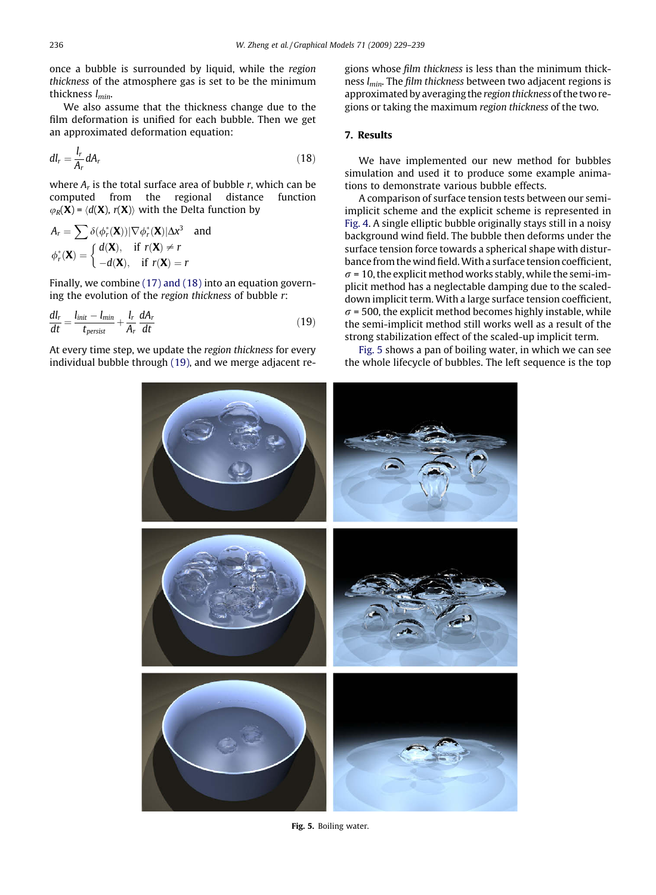once a bubble is surrounded by liquid, while the *region thickness* of the atmosphere gas is set to be the minimum thickness $l_{min}$.

We also assume that the thickness change due to the film deformation is unified for each bubble. Then we get an approximated deformation equation:

$$dl_r = \frac{l_r}{A_r} dA_r \tag{18}$$

where $A_r$ is the total surface area of bubble $r$, which can be computed from the regional distance function $\varphi_R(\mathbf{X}) = \langle d(\mathbf{X}), r(\mathbf{X}) \rangle$ with the Delta function by

$$A_r = \sum \delta(\phi_r^*(\mathbf{X}))|\nabla \phi_r^*(\mathbf{X})|\Delta x^3 \quad \text{and}$$

$$\phi_r^*(\mathbf{X}) = \begin{cases} d(\mathbf{X}), & \text{if } r(\mathbf{X}) \neq r \\ -d(\mathbf{X}), & \text{if } r(\mathbf{X}) = r \end{cases}$$

Finally, we combine (17) and (18) into an equation governing the evolution of the *region thickness* of bubble $r$:

$$\frac{dl_r}{dt} = \frac{l_{init} - l_{min}}{t_{persist}} + \frac{l_r}{A_r} \frac{dA_r}{dt} \tag{19}$$

At every time step, we update the *region thickness* for every individual bubble through (19), and we merge adjacent regions whose *film thickness* is less than the minimum thickness $l_{min}$. The *film thickness* between two adjacent regions is approximated by averaging the *region thickness* of the two regions or taking the maximum *region thickness* of the two.

## 7. Results

We have implemented our new method for bubbles simulation and used it to produce some example animations to demonstrate various bubble effects.

A comparison of surface tension tests between our semi-implicit scheme and the explicit scheme is represented in Fig. 4. A single elliptic bubble originally stays still in a noisy background wind field. The bubble then deforms under the surface tension force towards a spherical shape with disturbance from the wind field. With a surface tension coefficient, $\sigma = 10$, the explicit method works stably, while the semi-implicit method has a neglectable damping due to the scaled-down implicit term. With a large surface tension coefficient, $\sigma = 500$, the explicit method becomes highly instable, while the semi-implicit method still works well as a result of the strong stabilization effect of the scaled-up implicit term.

Fig. 5 shows a pan of boiling water, in which we can see the whole lifecycle of bubbles. The left sequence is the top

**Fig. 5.** Boiling water.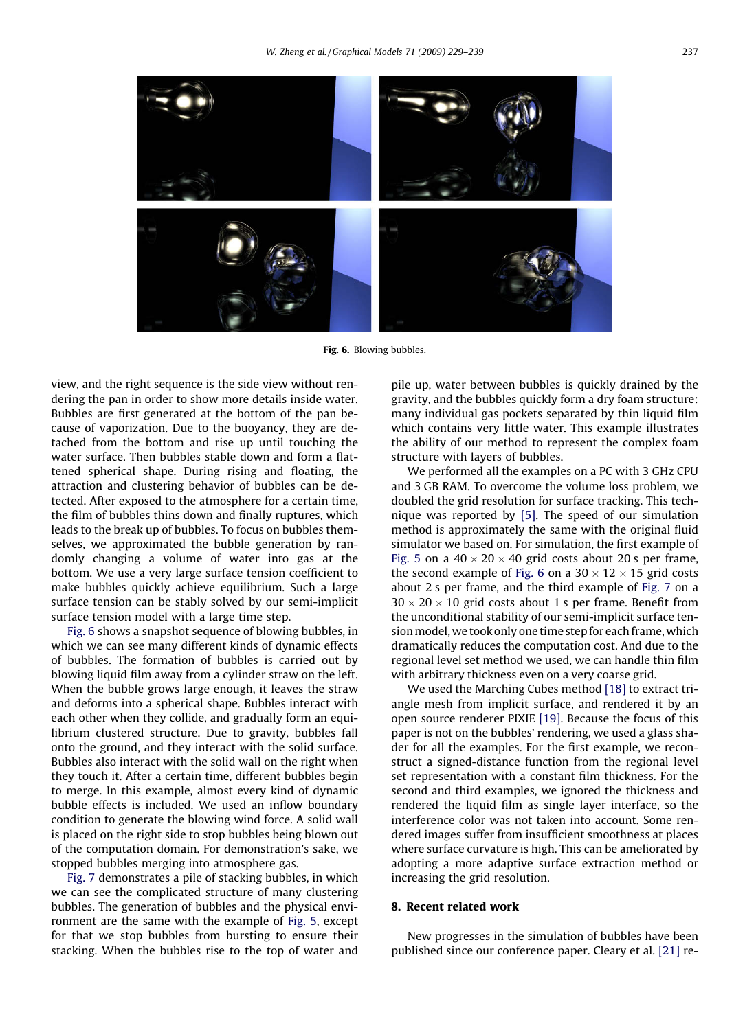Fig. 6. Blowing bubbles.

view, and the right sequence is the side view without rendering the pan in order to show more details inside water. Bubbles are first generated at the bottom of the pan because of vaporization. Due to the buoyancy, they are detached from the bottom and rise up until touching the water surface. Then bubbles stable down and form a flattened spherical shape. During rising and floating, the attraction and clustering behavior of bubbles can be detected. After exposed to the atmosphere for a certain time, the film of bubbles thins down and finally ruptures, which leads to the break up of bubbles. To focus on bubbles themselves, we approximated the bubble generation by randomly changing a volume of water into gas at the bottom. We use a very large surface tension coefficient to make bubbles quickly achieve equilibrium. Such a large surface tension can be stably solved by our semi-implicit surface tension model with a large time step.

Fig. 6 shows a snapshot sequence of blowing bubbles, in which we can see many different kinds of dynamic effects of bubbles. The formation of bubbles is carried out by blowing liquid film away from a cylinder straw on the left. When the bubble grows large enough, it leaves the straw and deforms into a spherical shape. Bubbles interact with each other when they collide, and gradually form an equilibrium clustered structure. Due to gravity, bubbles fall onto the ground, and they interact with the solid surface. Bubbles also interact with the solid wall on the right when they touch it. After a certain time, different bubbles begin to merge. In this example, almost every kind of dynamic bubble effects is included. We used an inflow boundary condition to generate the blowing wind force. A solid wall is placed on the right side to stop bubbles being blown out of the computation domain. For demonstration's sake, we stopped bubbles merging into atmosphere gas.

Fig. 7 demonstrates a pile of stacking bubbles, in which we can see the complicated structure of many clustering bubbles. The generation of bubbles and the physical environment are the same with the example of Fig. 5, except for that we stop bubbles from bursting to ensure their stacking. When the bubbles rise to the top of water and pile up, water between bubbles is quickly drained by the gravity, and the bubbles quickly form a dry foam structure: many individual gas pockets separated by thin liquid film which contains very little water. This example illustrates the ability of our method to represent the complex foam structure with layers of bubbles.

We performed all the examples on a PC with 3 GHz CPU and 3 GB RAM. To overcome the volume loss problem, we doubled the grid resolution for surface tracking. This technique was reported by [5]. The speed of our simulation method is approximately the same with the original fluid simulator we based on. For simulation, the first example of Fig. 5 on a $40 \times 20 \times 40$ grid costs about 20 s per frame, the second example of Fig. 6 on a $30 \times 12 \times 15$ grid costs about 2 s per frame, and the third example of Fig. 7 on a $30 \times 20 \times 10$ grid costs about 1 s per frame. Benefit from the unconditional stability of our semi-implicit surface tension model, we took only one time step for each frame, which dramatically reduces the computation cost. And due to the regional level set method we used, we can handle thin film with arbitrary thickness even on a very coarse grid.

We used the Marching Cubes method [18] to extract triangle mesh from implicit surface, and rendered it by an open source renderer PIXIE [19]. Because the focus of this paper is not on the bubbles' rendering, we used a glass shader for all the examples. For the first example, we reconstruct a signed-distance function from the regional level set representation with a constant film thickness. For the second and third examples, we ignored the thickness and rendered the liquid film as single layer interface, so the interference color was not taken into account. Some rendered images suffer from insufficient smoothness at places where surface curvature is high. This can be ameliorated by adopting a more adaptive surface extraction method or increasing the grid resolution.

## 8. Recent related work

New progresses in the simulation of bubbles have been published since our conference paper. Cleary et al. [21] re-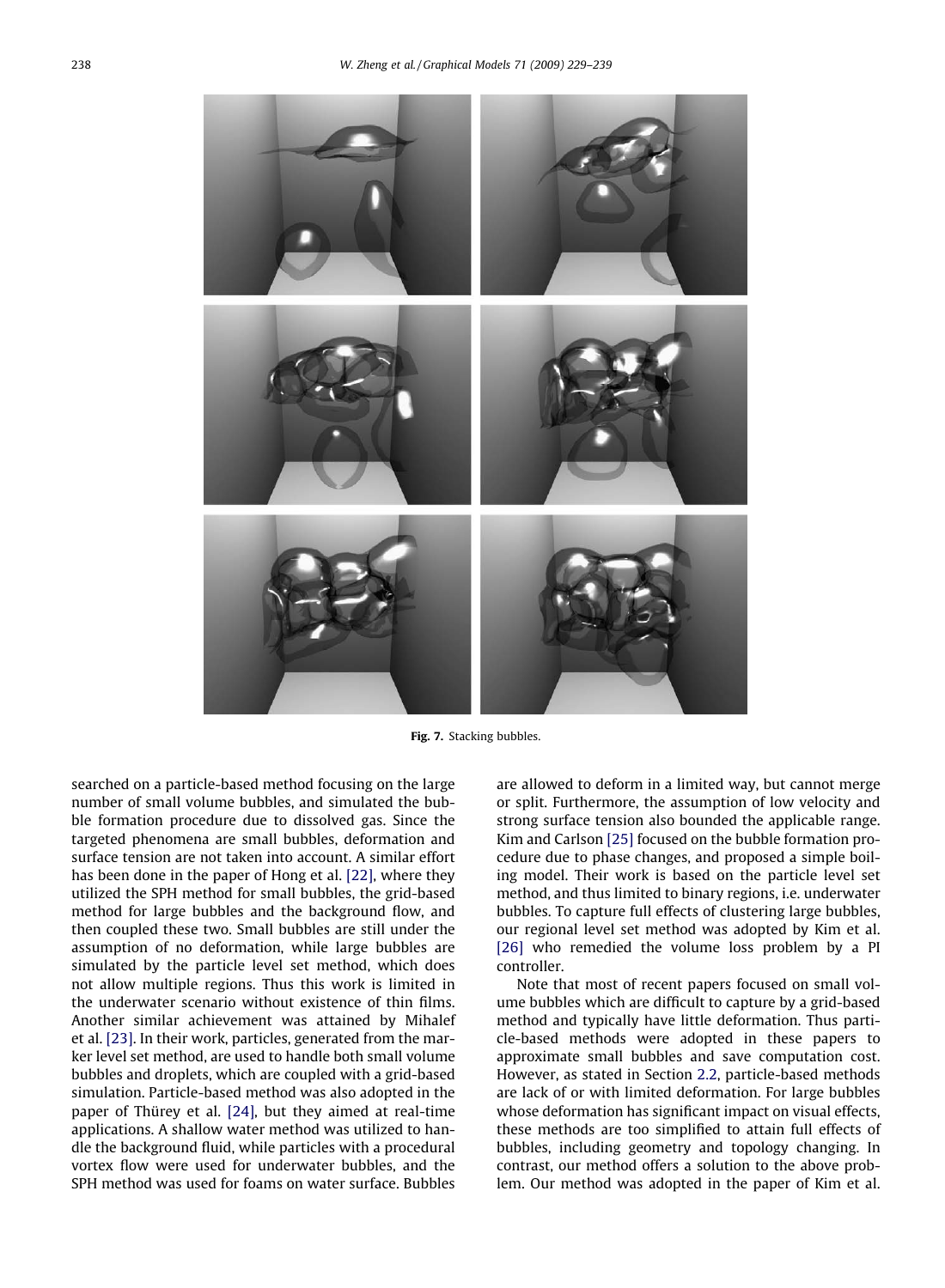Fig. 7. Stacking bubbles.

searched on a particle-based method focusing on the large number of small volume bubbles, and simulated the bubble formation procedure due to dissolved gas. Since the targeted phenomena are small bubbles, deformation and surface tension are not taken into account. A similar effort has been done in the paper of Hong et al. [22], where they utilized the SPH method for small bubbles, the grid-based method for large bubbles and the background flow, and then coupled these two. Small bubbles are still under the assumption of no deformation, while large bubbles are simulated by the particle level set method, which does not allow multiple regions. Thus this work is limited in the underwater scenario without existence of thin films. Another similar achievement was attained by Mihalef et al. [23]. In their work, particles, generated from the marker level set method, are used to handle both small volume bubbles and droplets, which are coupled with a grid-based simulation. Particle-based method was also adopted in the paper of Thürey et al. [24], but they aimed at real-time applications. A shallow water method was utilized to handle the background fluid, while particles with a procedural vortex flow were used for underwater bubbles, and the SPH method was used for foams on water surface. Bubbles are allowed to deform in a limited way, but cannot merge or split. Furthermore, the assumption of low velocity and strong surface tension also bounded the applicable range. Kim and Carlson [25] focused on the bubble formation procedure due to phase changes, and proposed a simple boiling model. Their work is based on the particle level set method, and thus limited to binary regions, i.e. underwater bubbles. To capture full effects of clustering large bubbles, our regional level set method was adopted by Kim et al. [26] who remedied the volume loss problem by a PI controller.

Note that most of recent papers focused on small volume bubbles which are difficult to capture by a grid-based method and typically have little deformation. Thus particle-based methods were adopted in these papers to approximate small bubbles and save computation cost. However, as stated in Section 2.2, particle-based methods are lack of or with limited deformation. For large bubbles whose deformation has significant impact on visual effects, these methods are too simplified to attain full effects of bubbles, including geometry and topology changing. In contrast, our method offers a solution to the above problem. Our method was adopted in the paper of Kim et al.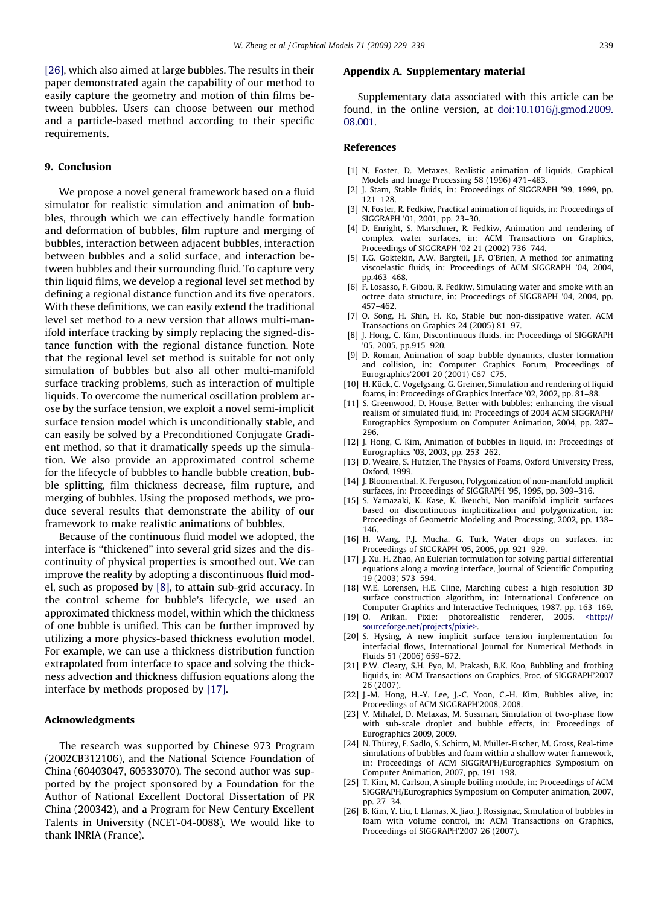[26], which also aimed at large bubbles. The results in their paper demonstrated again the capability of our method to easily capture the geometry and motion of thin films between bubbles. Users can choose between our method and a particle-based method according to their specific requirements.

## 9. Conclusion

We propose a novel general framework based on a fluid simulator for realistic simulation and animation of bubbles, through which we can effectively handle formation and deformation of bubbles, film rupture and merging of bubbles, interaction between adjacent bubbles, interaction between bubbles and a solid surface, and interaction between bubbles and their surrounding fluid. To capture very thin liquid films, we develop a regional level set method by defining a regional distance function and its five operators. With these definitions, we can easily extend the traditional level set method to a new version that allows multi-manifold interface tracking by simply replacing the signed-distance function with the regional distance function. Note that the regional level set method is suitable for not only simulation of bubbles but also all other multi-manifold surface tracking problems, such as interaction of multiple liquids. To overcome the numerical oscillation problem arose by the surface tension, we exploit a novel semi-implicit surface tension model which is unconditionally stable, and can easily be solved by a Preconditioned Conjugate Gradient method, so that it dramatically speeds up the simulation. We also provide an approximated control scheme for the lifecycle of bubbles to handle bubble creation, bubble splitting, film thickness decrease, film rupture, and merging of bubbles. Using the proposed methods, we produce several results that demonstrate the ability of our framework to make realistic animations of bubbles.

Because of the continuous fluid model we adopted, the interface is "thickened" into several grid sizes and the discontinuity of physical properties is smoothed out. We can improve the reality by adopting a discontinuous fluid model, such as proposed by [8], to attain sub-grid accuracy. In the control scheme for bubble's lifecycle, we used an approximated thickness model, within which the thickness of one bubble is unified. This can be further improved by utilizing a more physics-based thickness evolution model. For example, we can use a thickness distribution function extrapolated from interface to space and solving the thickness advection and thickness diffusion equations along the interface by methods proposed by [17].

## Acknowledgments

The research was supported by Chinese 973 Program (2002CB312106), and the National Science Foundation of China (60403047, 60533070). The second author was supported by the project sponsored by a Foundation for the Author of National Excellent Doctoral Dissertation of PR China (200342), and a Program for New Century Excellent Talents in University (NCET-04-0088). We would like to thank INRIA (France).

## Appendix A. Supplementary material

Supplementary data associated with this article can be found, in the online version, at doi:10.1016/j.gmod.2009.08.001.

## References

[1] N. Foster, D. Metaxes, Realistic animation of liquids, Graphical Models and Image Processing 58 (1996) 471–483.
[2] J. Stam, Stable fluids, in: Proceedings of SIGGRAPH '99, 1999, pp. 121–128.
[3] N. Foster, R. Fedkiw, Practical animation of liquids, in: Proceedings of SIGGRAPH '01, 2001, pp. 23–30.
[4] D. Enright, S. Marschner, R. Fedkiw, Animation and rendering of complex water surfaces, in: ACM Transactions on Graphics, Proceedings of SIGGRAPH '02 21 (2002) 736–744.
[5] T.G. Goktekin, A.W. Bargteil, J.F. O'Brien, A method for animating viscoelastic fluids, in: Proceedings of ACM SIGGRAPH '04, 2004, pp.463–468.
[6] F. Losasso, F. Gibou, R. Fedkiw, Simulating water and smoke with an octree data structure, in: Proceedings of SIGGRAPH '04, 2004, pp. 457–462.
[7] O. Song, H. Shin, H. Ko, Stable but non-dissipative water, ACM Transactions on Graphics 24 (2005) 81–97.
[8] J. Hong, C. Kim, Discontinuous fluids, in: Proceedings of SIGGRAPH '05, 2005, pp.915–920.
[9] D. Roman, Animation of soap bubble dynamics, cluster formation and collision, in: Computer Graphics Forum, Proceedings of Eurographics'2001 20 (2001) C67–C75.
[10] H. Kück, C. Vogelgsang, G. Greiner, Simulation and rendering of liquid foams, in: Proceedings of Graphics Interface '02, 2002, pp. 81–88.
[11] S. Greenwood, D. House, Better with bubbles: enhancing the visual realism of simulated fluid, in: Proceedings of 2004 ACM SIGGRAPH/Eurographics Symposium on Computer Animation, 2004, pp. 287–296.
[12] J. Hong, C. Kim, Animation of bubbles in liquid, in: Proceedings of Eurographics '03, 2003, pp. 253–262.
[13] D. Weaire, S. Hutzler, The Physics of Foams, Oxford University Press, Oxford, 1999.
[14] J. Bloomenthal, K. Ferguson, Polygonization of non-manifold implicit surfaces, in: Proceedings of SIGGRAPH '95, 1995, pp. 309–316.
[15] S. Yamazaki, K. Kase, K. Ikeuchi, Non-manifold implicit surfaces based on discontinuous implicitization and polygonization, in: Proceedings of Geometric Modeling and Processing, 2002, pp. 138–146.
[16] H. Wang, P.J. Mucha, G. Turk, Water drops on surfaces, in: Proceedings of SIGGRAPH '05, 2005, pp. 921–929.
[17] J. Xu, H. Zhao, An Eulerian formulation for solving partial differential equations along a moving interface, Journal of Scientific Computing 19 (2003) 573–594.
[18] W.E. Lorensen, H.E. Cline, Marching cubes: a high resolution 3D surface construction algorithm, in: International Conference on Computer Graphics and Interactive Techniques, 1987, pp. 163–169.
[19] O. Arikan, Pixie: photorealistic renderer, 2005. <http://sourceforge.net/projects/pixie>.
[20] S. Hysing, A new implicit surface tension implementation for interfacial flows, International Journal for Numerical Methods in Fluids 51 (2006) 659–672.
[21] P.W. Cleary, S.H. Pyo, M. Prakash, B.K. Koo, Bubbling and frothing liquids, in: ACM Transactions on Graphics, Proc. of SIGGRAPH'2007 26 (2007).
[22] J.-M. Hong, H.-Y. Lee, J.-C. Yoon, C.-H. Kim, Bubbles alive, in: Proceedings of ACM SIGGRAPH'2008, 2008.
[23] V. Mihalef, D. Metaxas, M. Sussman, Simulation of two-phase flow with sub-scale droplet and bubble effects, in: Proceedings of Eurographics 2009, 2009.
[24] N. Thürey, F. Sadlo, S. Schirm, M. Müller-Fischer, M. Gross, Real-time simulations of bubbles and foam within a shallow water framework, in: Proceedings of ACM SIGGRAPH/Eurographics Symposium on Computer Animation, 2007, pp. 191–198.
[25] T. Kim, M. Carlson, A simple boiling module, in: Proceedings of ACM SIGGRAPH/Eurographics Symposium on Computer animation, 2007, pp. 27–34.
[26] B. Kim, Y. Liu, I. Llamas, X. Jiao, J. Rossignac, Simulation of bubbles in foam with volume control, in: ACM Transactions on Graphics, Proceedings of SIGGRAPH'2007 26 (2007).